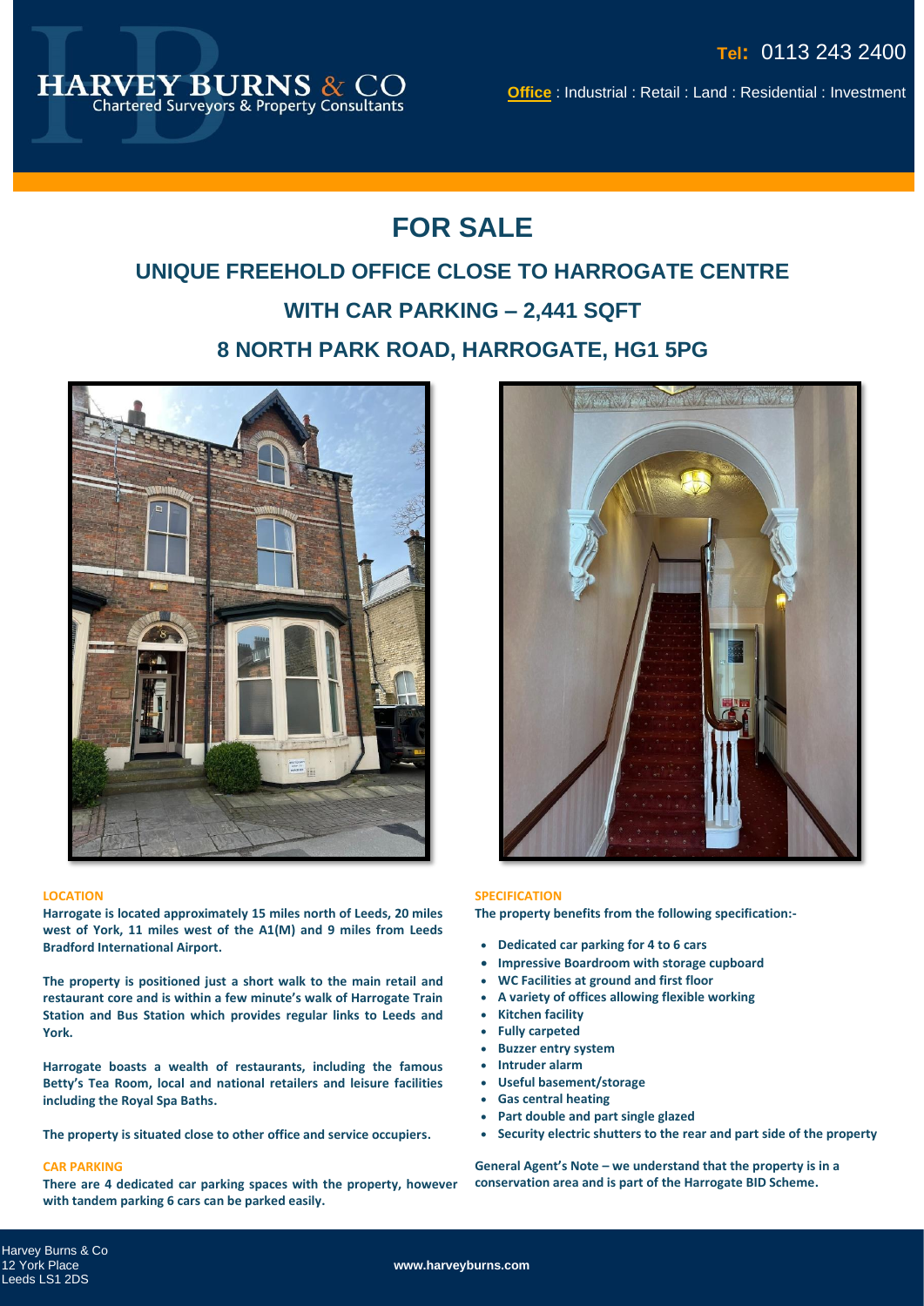HARVEY BURNS & CO
Chartered Surveyors & Property Consultants

Tel: 0113 243 2400

Office : Industrial : Retail : Land : Residential : Investment

# FOR SALE

## UNIQUE FREEHOLD OFFICE CLOSE TO HARROGATE CENTRE

## WITH CAR PARKING – 2,441 SQFT

## 8 NORTH PARK ROAD, HARROGATE, HG1 5PG

### LOCATION

**Harrogate is located approximately 15 miles north of Leeds, 20 miles west of York, 11 miles west of the A1(M) and 9 miles from Leeds Bradford International Airport.**

**The property is positioned just a short walk to the main retail and restaurant core and is within a few minute's walk of Harrogate Train Station and Bus Station which provides regular links to Leeds and York.**

**Harrogate boasts a wealth of restaurants, including the famous Betty's Tea Room, local and national retailers and leisure facilities including the Royal Spa Baths.**

**The property is situated close to other office and service occupiers.**

### CAR PARKING

**There are 4 dedicated car parking spaces with the property, however with tandem parking 6 cars can be parked easily.**

### SPECIFICATION

**The property benefits from the following specification:-**

- **Dedicated car parking for 4 to 6 cars**
- **Impressive Boardroom with storage cupboard**
- **WC Facilities at ground and first floor**
- **A variety of offices allowing flexible working**
- **Kitchen facility**
- **Fully carpeted**
- **Buzzer entry system**
- **Intruder alarm**
- **Useful basement/storage**
- **Gas central heating**
- **Part double and part single glazed**
- **Security electric shutters to the rear and part side of the property**

**General Agent's Note – we understand that the property is in a conservation area and is part of the Harrogate BID Scheme.**

Harvey Burns & Co
12 York Place
Leeds LS1 2DS

www.harveyburns.com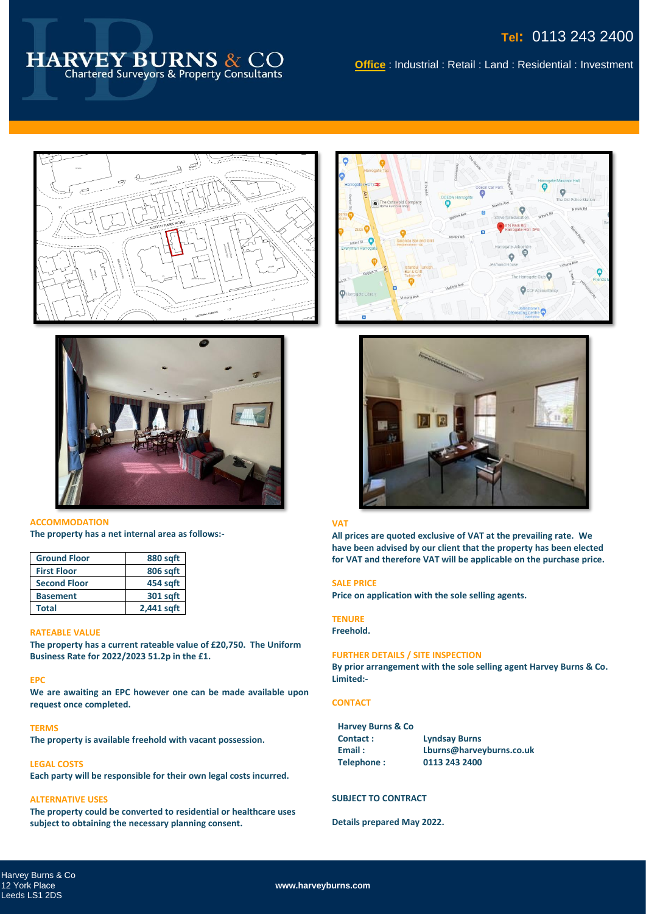# HARVEY BURNS & CO

Chartered Surveyors & Property Consultants

**Tel:** 0113 243 2400

**Office** : Industrial : Retail : Land : Residential : Investment

## ACCOMMODATION

**The property has a net internal area as follows:-**

| | |
|---|---|
| **Ground Floor** | **880 sqft** |
| **First Floor** | **806 sqft** |
| **Second Floor** | **454 sqft** |
| **Basement** | **301 sqft** |
| **Total** | **2,441 sqft** |

## RATEABLE VALUE

**The property has a current rateable value of £20,750. The Uniform Business Rate for 2022/2023 51.2p in the £1.**

## EPC

**We are awaiting an EPC however one can be made available upon request once completed.**

## TERMS

**The property is available freehold with vacant possession.**

## LEGAL COSTS

**Each party will be responsible for their own legal costs incurred.**

## ALTERNATIVE USES

**The property could be converted to residential or healthcare uses subject to obtaining the necessary planning consent.**

## VAT

**All prices are quoted exclusive of VAT at the prevailing rate. We have been advised by our client that the property has been elected for VAT and therefore VAT will be applicable on the purchase price.**

## SALE PRICE

**Price on application with the sole selling agents.**

## TENURE

**Freehold.**

## FURTHER DETAILS / SITE INSPECTION

**By prior arrangement with the sole selling agent Harvey Burns & Co. Limited:-**

## CONTACT

**Harvey Burns & Co**

| | |
|---|---|
| **Contact :** | **Lyndsay Burns** |
| **Email :** | **Lburns@harveyburns.co.uk** |
| **Telephone :** | **0113 243 2400** |

**SUBJECT TO CONTRACT**

**Details prepared May 2022.**

Harvey Burns & Co
12 York Place
Leeds LS1 2DS

**www.harveyburns.com**